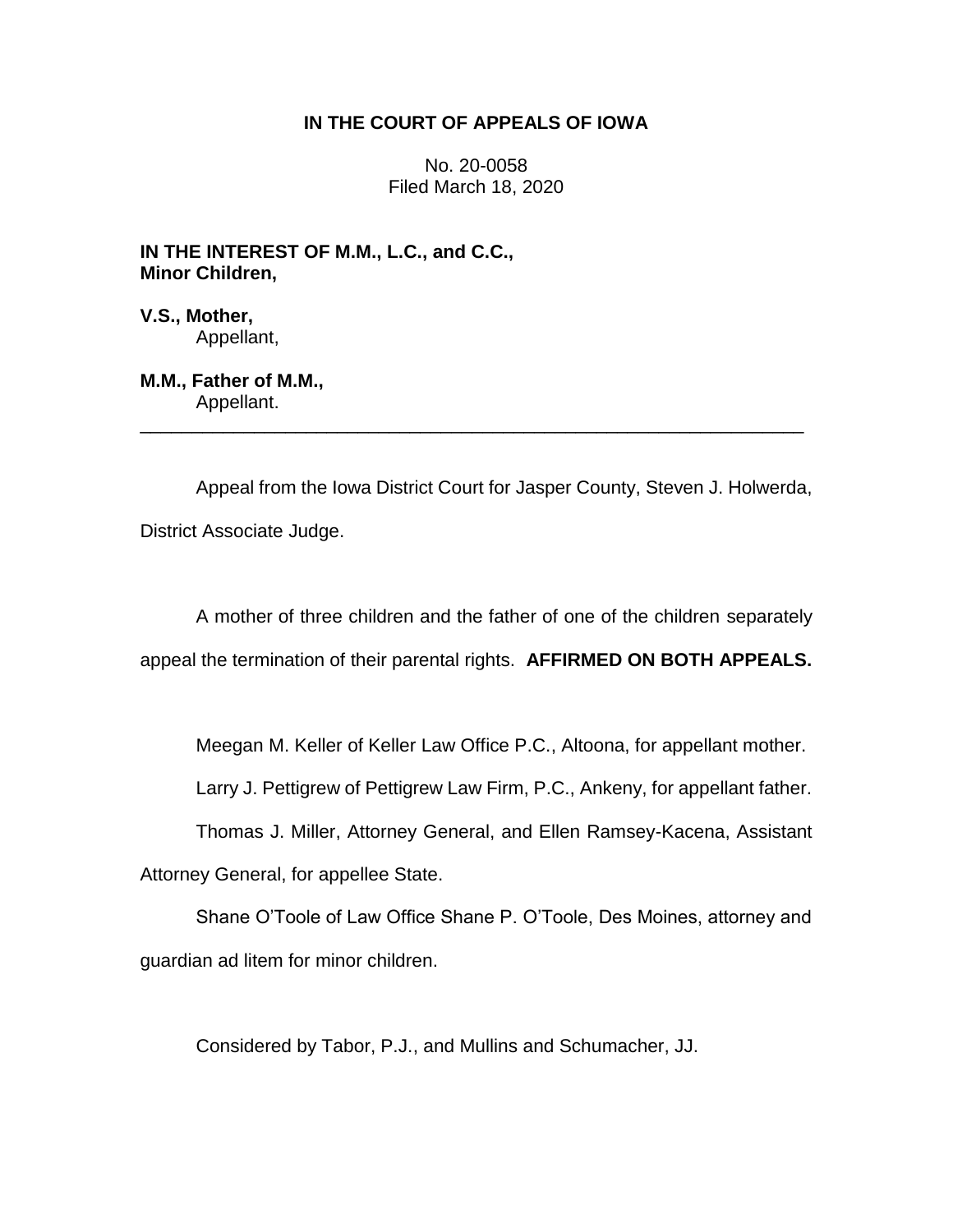# IN THE COURT OF APPEALS OF IOWA

No. 20-0058
Filed March 18, 2020

**IN THE INTEREST OF M.M., L.C., and C.C., Minor Children,**

**V.S., Mother,**
Appellant,

**M.M., Father of M.M.,**
Appellant.

---

Appeal from the Iowa District Court for Jasper County, Steven J. Holwerda, District Associate Judge.

A mother of three children and the father of one of the children separately appeal the termination of their parental rights. **AFFIRMED ON BOTH APPEALS.**

Meegan M. Keller of Keller Law Office P.C., Altoona, for appellant mother.

Larry J. Pettigrew of Pettigrew Law Firm, P.C., Ankeny, for appellant father.

Thomas J. Miller, Attorney General, and Ellen Ramsey-Kacena, Assistant Attorney General, for appellee State.

Shane O'Toole of Law Office Shane P. O'Toole, Des Moines, attorney and guardian ad litem for minor children.

Considered by Tabor, P.J., and Mullins and Schumacher, JJ.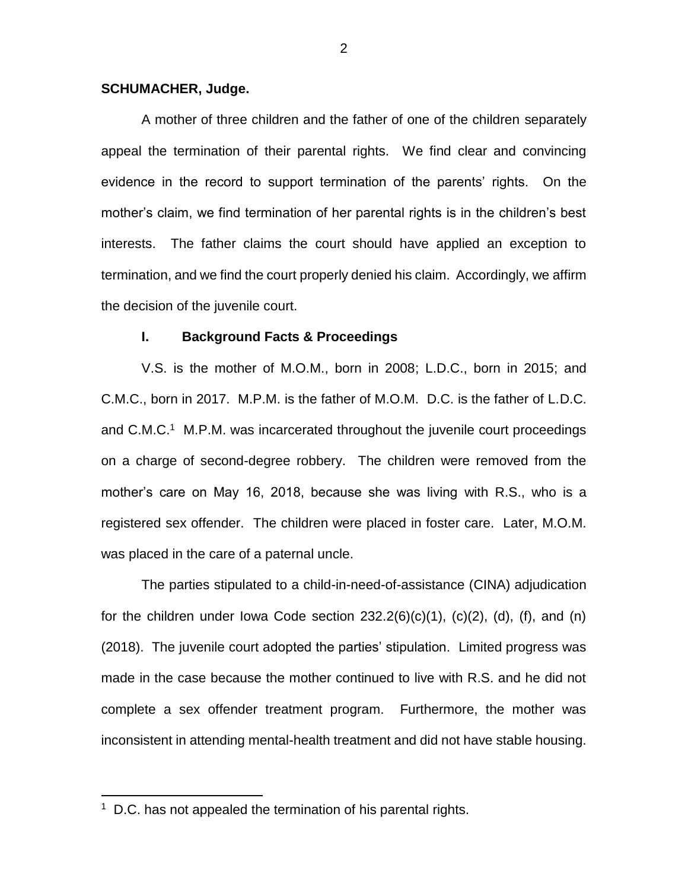**SCHUMACHER, Judge.**

A mother of three children and the father of one of the children separately appeal the termination of their parental rights. We find clear and convincing evidence in the record to support termination of the parents' rights. On the mother's claim, we find termination of her parental rights is in the children's best interests. The father claims the court should have applied an exception to termination, and we find the court properly denied his claim. Accordingly, we affirm the decision of the juvenile court.

## I. Background Facts & Proceedings

V.S. is the mother of M.O.M., born in 2008; L.D.C., born in 2015; and C.M.C., born in 2017. M.P.M. is the father of M.O.M. D.C. is the father of L.D.C. and C.M.C.[1] M.P.M. was incarcerated throughout the juvenile court proceedings on a charge of second-degree robbery. The children were removed from the mother's care on May 16, 2018, because she was living with R.S., who is a registered sex offender. The children were placed in foster care. Later, M.O.M. was placed in the care of a paternal uncle.

The parties stipulated to a child-in-need-of-assistance (CINA) adjudication for the children under Iowa Code section 232.2(6)(c)(1), (c)(2), (d), (f), and (n) (2018). The juvenile court adopted the parties' stipulation. Limited progress was made in the case because the mother continued to live with R.S. and he did not complete a sex offender treatment program. Furthermore, the mother was inconsistent in attending mental-health treatment and did not have stable housing.

[1] D.C. has not appealed the termination of his parental rights.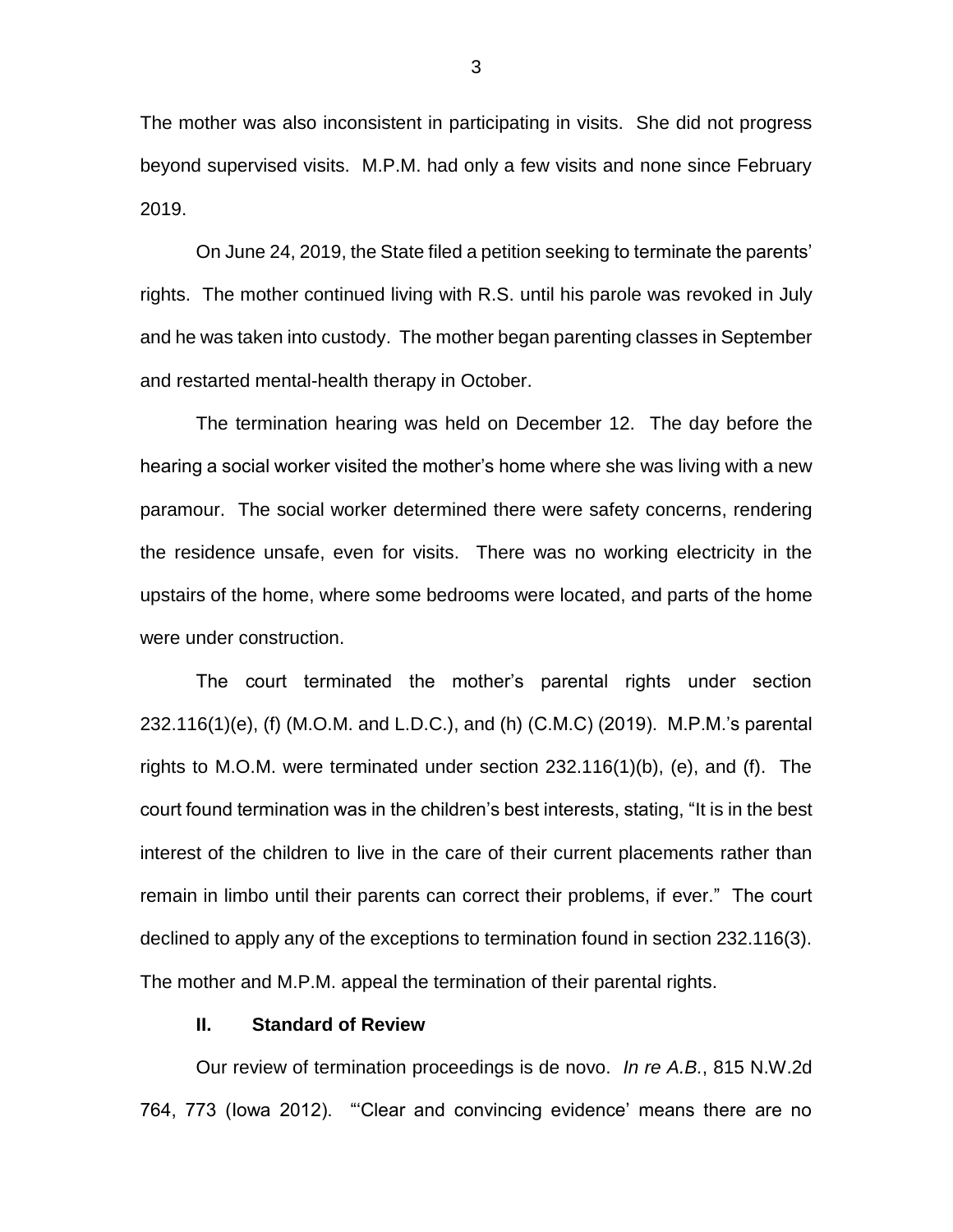The mother was also inconsistent in participating in visits. She did not progress beyond supervised visits. M.P.M. had only a few visits and none since February 2019.

On June 24, 2019, the State filed a petition seeking to terminate the parents' rights. The mother continued living with R.S. until his parole was revoked in July and he was taken into custody. The mother began parenting classes in September and restarted mental-health therapy in October.

The termination hearing was held on December 12. The day before the hearing a social worker visited the mother's home where she was living with a new paramour. The social worker determined there were safety concerns, rendering the residence unsafe, even for visits. There was no working electricity in the upstairs of the home, where some bedrooms were located, and parts of the home were under construction.

The court terminated the mother's parental rights under section 232.116(1)(e), (f) (M.O.M. and L.D.C.), and (h) (C.M.C) (2019). M.P.M.'s parental rights to M.O.M. were terminated under section 232.116(1)(b), (e), and (f). The court found termination was in the children's best interests, stating, "It is in the best interest of the children to live in the care of their current placements rather than remain in limbo until their parents can correct their problems, if ever." The court declined to apply any of the exceptions to termination found in section 232.116(3). The mother and M.P.M. appeal the termination of their parental rights.

## II. Standard of Review

Our review of termination proceedings is de novo. *In re A.B.*, 815 N.W.2d 764, 773 (Iowa 2012). "'Clear and convincing evidence' means there are no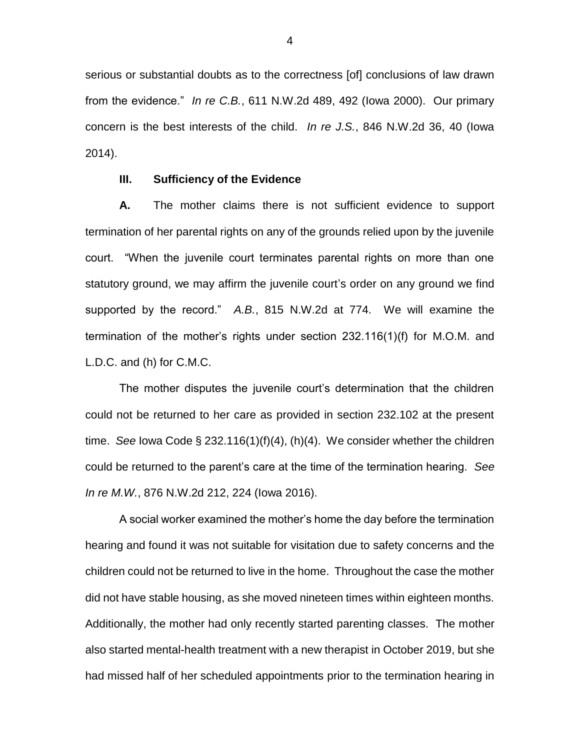serious or substantial doubts as to the correctness [of] conclusions of law drawn from the evidence." *In re C.B.*, 611 N.W.2d 489, 492 (Iowa 2000). Our primary concern is the best interests of the child. *In re J.S.*, 846 N.W.2d 36, 40 (Iowa 2014).

### III. Sufficiency of the Evidence

**A.** The mother claims there is not sufficient evidence to support termination of her parental rights on any of the grounds relied upon by the juvenile court. "When the juvenile court terminates parental rights on more than one statutory ground, we may affirm the juvenile court's order on any ground we find supported by the record." *A.B.*, 815 N.W.2d at 774. We will examine the termination of the mother's rights under section 232.116(1)(f) for M.O.M. and L.D.C. and (h) for C.M.C.

The mother disputes the juvenile court's determination that the children could not be returned to her care as provided in section 232.102 at the present time. *See* Iowa Code § 232.116(1)(f)(4), (h)(4). We consider whether the children could be returned to the parent's care at the time of the termination hearing. *See In re M.W.*, 876 N.W.2d 212, 224 (Iowa 2016).

A social worker examined the mother's home the day before the termination hearing and found it was not suitable for visitation due to safety concerns and the children could not be returned to live in the home. Throughout the case the mother did not have stable housing, as she moved nineteen times within eighteen months. Additionally, the mother had only recently started parenting classes. The mother also started mental-health treatment with a new therapist in October 2019, but she had missed half of her scheduled appointments prior to the termination hearing in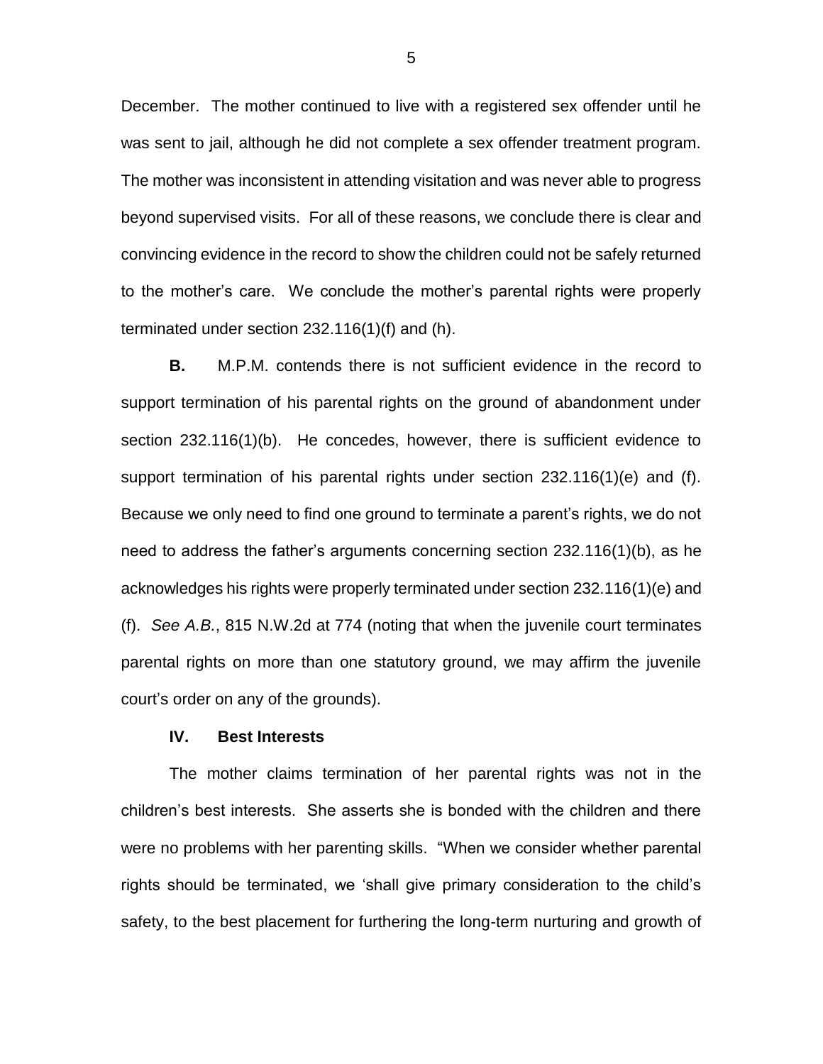December. The mother continued to live with a registered sex offender until he was sent to jail, although he did not complete a sex offender treatment program. The mother was inconsistent in attending visitation and was never able to progress beyond supervised visits. For all of these reasons, we conclude there is clear and convincing evidence in the record to show the children could not be safely returned to the mother's care. We conclude the mother's parental rights were properly terminated under section 232.116(1)(f) and (h).

**B.** M.P.M. contends there is not sufficient evidence in the record to support termination of his parental rights on the ground of abandonment under section 232.116(1)(b). He concedes, however, there is sufficient evidence to support termination of his parental rights under section 232.116(1)(e) and (f). Because we only need to find one ground to terminate a parent's rights, we do not need to address the father's arguments concerning section 232.116(1)(b), as he acknowledges his rights were properly terminated under section 232.116(1)(e) and (f). *See A.B.*, 815 N.W.2d at 774 (noting that when the juvenile court terminates parental rights on more than one statutory ground, we may affirm the juvenile court's order on any of the grounds).

## IV. Best Interests

The mother claims termination of her parental rights was not in the children's best interests. She asserts she is bonded with the children and there were no problems with her parenting skills. "When we consider whether parental rights should be terminated, we 'shall give primary consideration to the child's safety, to the best placement for furthering the long-term nurturing and growth of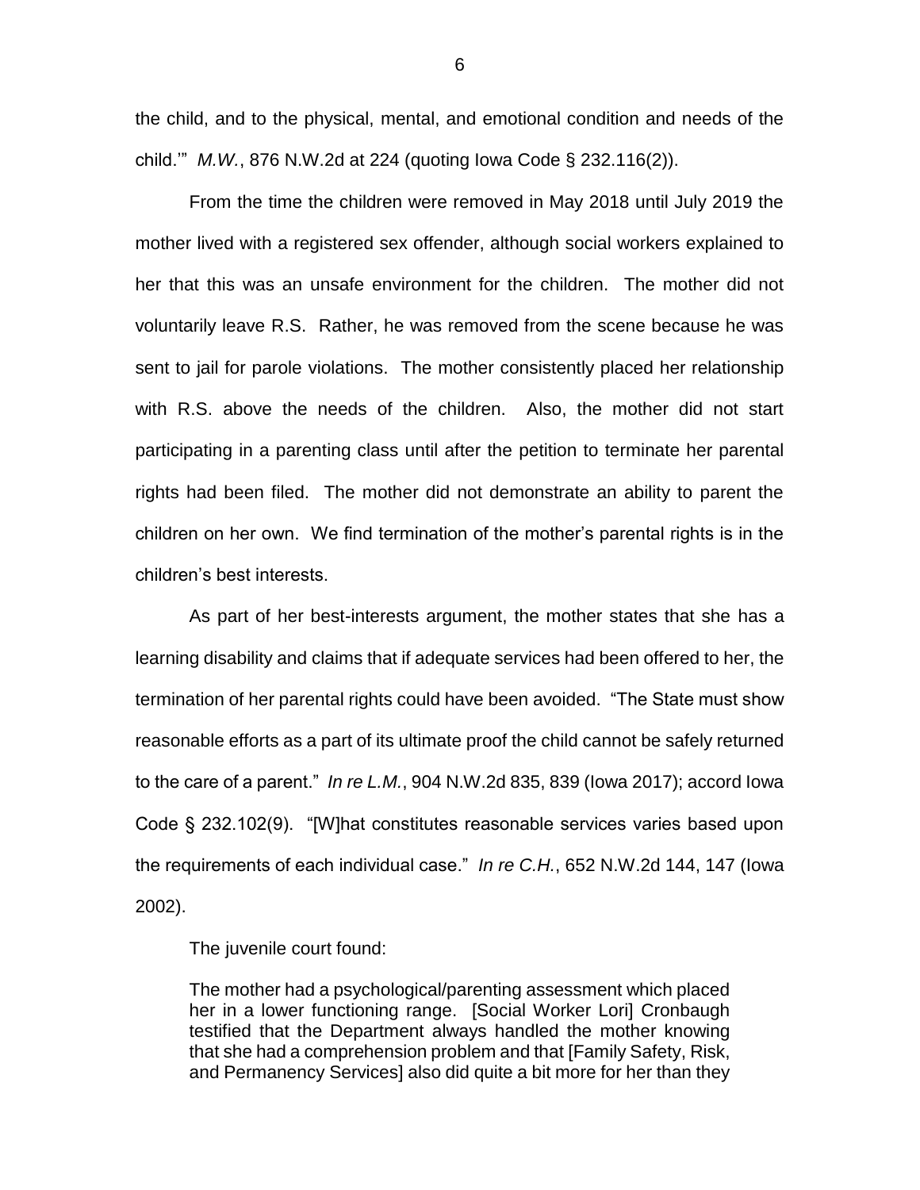the child, and to the physical, mental, and emotional condition and needs of the child.'" *M.W.*, 876 N.W.2d at 224 (quoting Iowa Code § 232.116(2)).

From the time the children were removed in May 2018 until July 2019 the mother lived with a registered sex offender, although social workers explained to her that this was an unsafe environment for the children. The mother did not voluntarily leave R.S. Rather, he was removed from the scene because he was sent to jail for parole violations. The mother consistently placed her relationship with R.S. above the needs of the children. Also, the mother did not start participating in a parenting class until after the petition to terminate her parental rights had been filed. The mother did not demonstrate an ability to parent the children on her own. We find termination of the mother's parental rights is in the children's best interests.

As part of her best-interests argument, the mother states that she has a learning disability and claims that if adequate services had been offered to her, the termination of her parental rights could have been avoided. "The State must show reasonable efforts as a part of its ultimate proof the child cannot be safely returned to the care of a parent." *In re L.M.*, 904 N.W.2d 835, 839 (Iowa 2017); accord Iowa Code § 232.102(9). "[W]hat constitutes reasonable services varies based upon the requirements of each individual case." *In re C.H.*, 652 N.W.2d 144, 147 (Iowa 2002).

The juvenile court found:

> The mother had a psychological/parenting assessment which placed her in a lower functioning range. [Social Worker Lori] Cronbaugh testified that the Department always handled the mother knowing that she had a comprehension problem and that [Family Safety, Risk, and Permanency Services] also did quite a bit more for her than they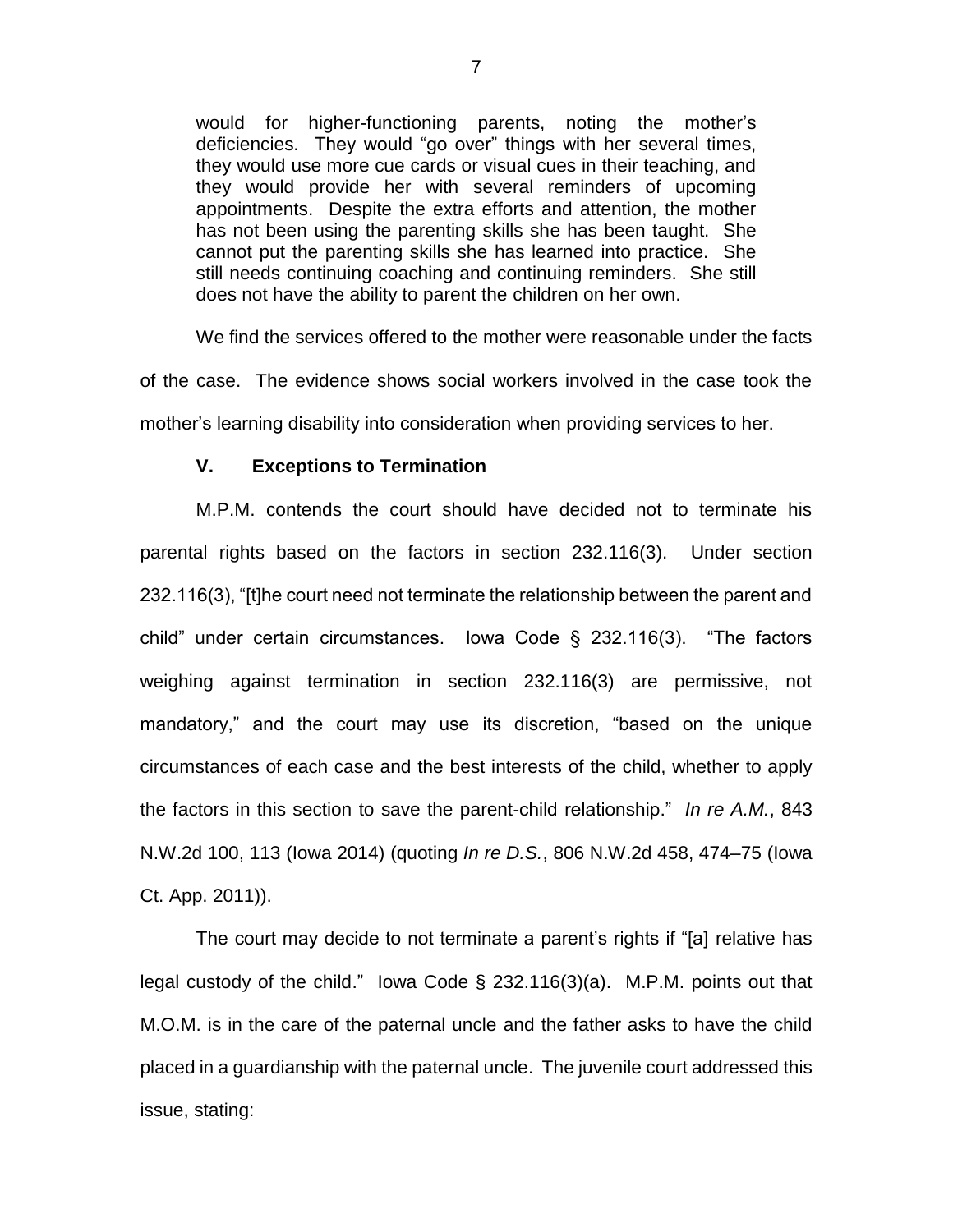> would for higher-functioning parents, noting the mother's deficiencies. They would "go over" things with her several times, they would use more cue cards or visual cues in their teaching, and they would provide her with several reminders of upcoming appointments. Despite the extra efforts and attention, the mother has not been using the parenting skills she has been taught. She cannot put the parenting skills she has learned into practice. She still needs continuing coaching and continuing reminders. She still does not have the ability to parent the children on her own.

We find the services offered to the mother were reasonable under the facts of the case. The evidence shows social workers involved in the case took the mother's learning disability into consideration when providing services to her.

## V. Exceptions to Termination

M.P.M. contends the court should have decided not to terminate his parental rights based on the factors in section 232.116(3). Under section 232.116(3), "[t]he court need not terminate the relationship between the parent and child" under certain circumstances. Iowa Code § 232.116(3). "The factors weighing against termination in section 232.116(3) are permissive, not mandatory," and the court may use its discretion, "based on the unique circumstances of each case and the best interests of the child, whether to apply the factors in this section to save the parent-child relationship." *In re A.M.*, 843 N.W.2d 100, 113 (Iowa 2014) (quoting *In re D.S.*, 806 N.W.2d 458, 474–75 (Iowa Ct. App. 2011)).

The court may decide to not terminate a parent's rights if "[a] relative has legal custody of the child." Iowa Code § 232.116(3)(a). M.P.M. points out that M.O.M. is in the care of the paternal uncle and the father asks to have the child placed in a guardianship with the paternal uncle. The juvenile court addressed this issue, stating: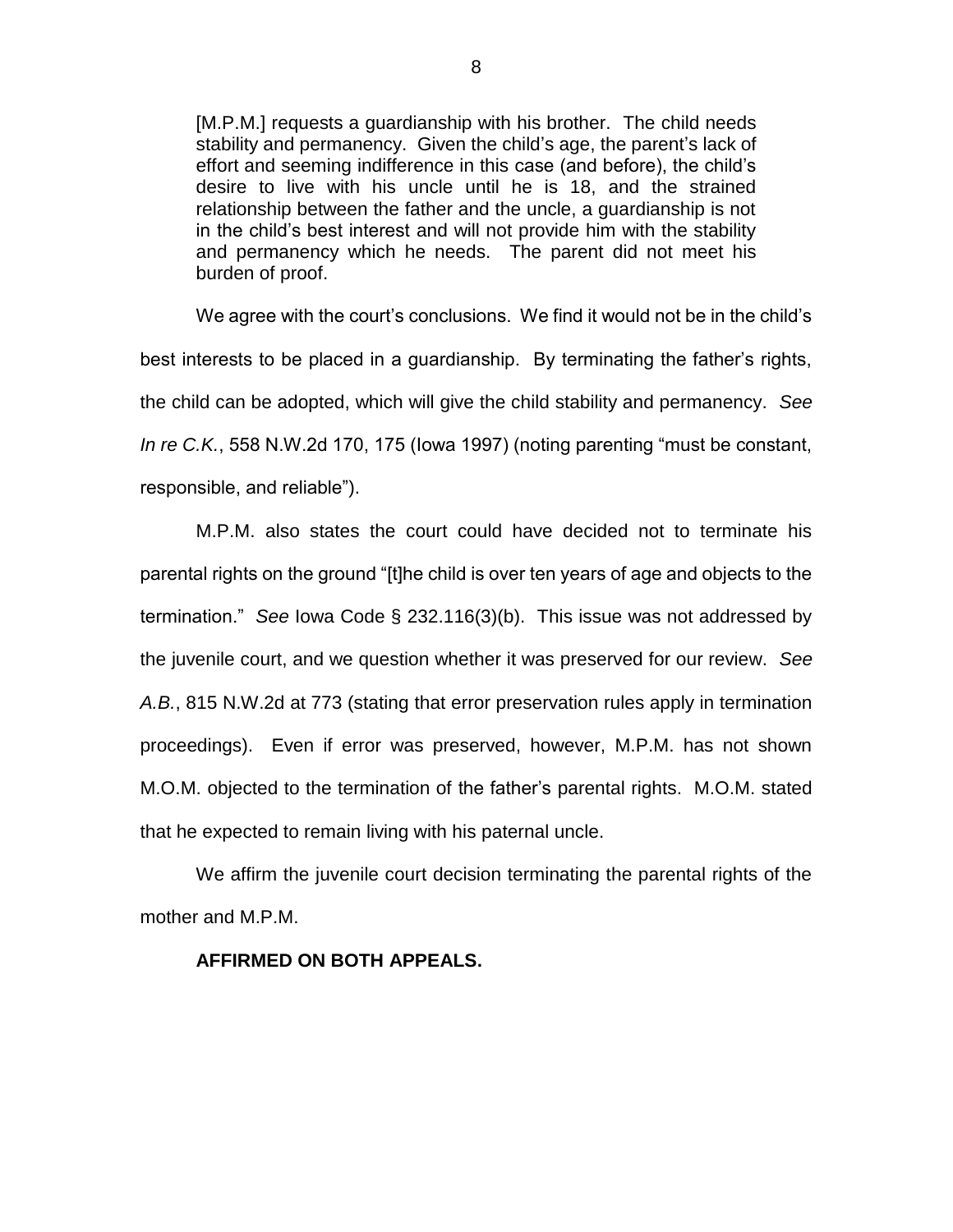> [M.P.M.] requests a guardianship with his brother. The child needs stability and permanency. Given the child's age, the parent's lack of effort and seeming indifference in this case (and before), the child's desire to live with his uncle until he is 18, and the strained relationship between the father and the uncle, a guardianship is not in the child's best interest and will not provide him with the stability and permanency which he needs. The parent did not meet his burden of proof.

We agree with the court's conclusions. We find it would not be in the child's best interests to be placed in a guardianship. By terminating the father's rights, the child can be adopted, which will give the child stability and permanency. *See In re C.K.*, 558 N.W.2d 170, 175 (Iowa 1997) (noting parenting "must be constant, responsible, and reliable").

M.P.M. also states the court could have decided not to terminate his parental rights on the ground "[t]he child is over ten years of age and objects to the termination." *See* Iowa Code § 232.116(3)(b). This issue was not addressed by the juvenile court, and we question whether it was preserved for our review. *See A.B.*, 815 N.W.2d at 773 (stating that error preservation rules apply in termination proceedings). Even if error was preserved, however, M.P.M. has not shown M.O.M. objected to the termination of the father's parental rights. M.O.M. stated that he expected to remain living with his paternal uncle.

We affirm the juvenile court decision terminating the parental rights of the mother and M.P.M.

**AFFIRMED ON BOTH APPEALS.**